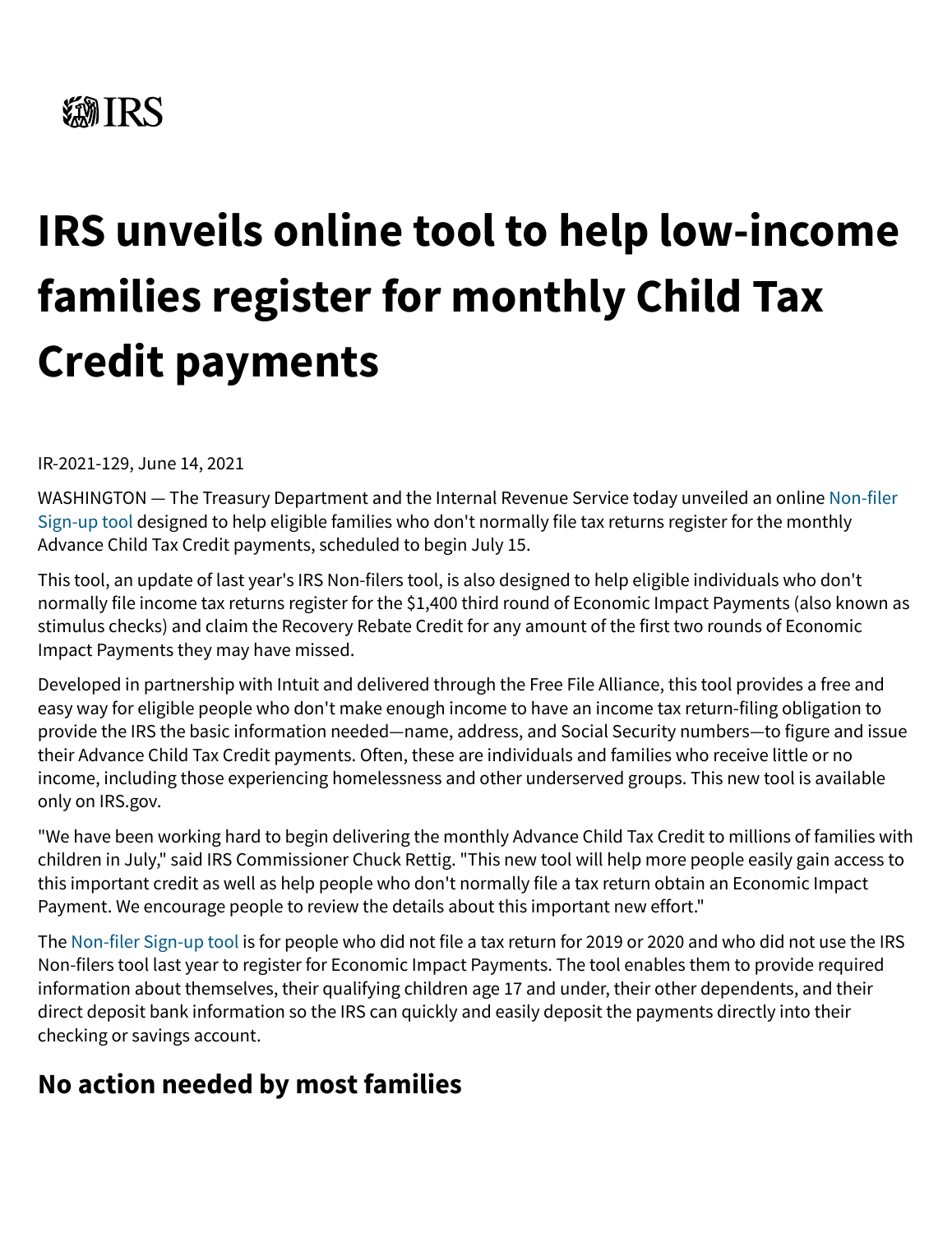IRS

# IRS unveils online tool to help low-income families register for monthly Child Tax Credit payments

IR-2021-129, June 14, 2021

WASHINGTON — The Treasury Department and the Internal Revenue Service today unveiled an online Non-filer Sign-up tool designed to help eligible families who don't normally file tax returns register for the monthly Advance Child Tax Credit payments, scheduled to begin July 15.

This tool, an update of last year's IRS Non-filers tool, is also designed to help eligible individuals who don't normally file income tax returns register for the $1,400 third round of Economic Impact Payments (also known as stimulus checks) and claim the Recovery Rebate Credit for any amount of the first two rounds of Economic Impact Payments they may have missed.

Developed in partnership with Intuit and delivered through the Free File Alliance, this tool provides a free and easy way for eligible people who don't make enough income to have an income tax return-filing obligation to provide the IRS the basic information needed—name, address, and Social Security numbers—to figure and issue their Advance Child Tax Credit payments. Often, these are individuals and families who receive little or no income, including those experiencing homelessness and other underserved groups. This new tool is available only on IRS.gov.

"We have been working hard to begin delivering the monthly Advance Child Tax Credit to millions of families with children in July," said IRS Commissioner Chuck Rettig. "This new tool will help more people easily gain access to this important credit as well as help people who don't normally file a tax return obtain an Economic Impact Payment. We encourage people to review the details about this important new effort."

The Non-filer Sign-up tool is for people who did not file a tax return for 2019 or 2020 and who did not use the IRS Non-filers tool last year to register for Economic Impact Payments. The tool enables them to provide required information about themselves, their qualifying children age 17 and under, their other dependents, and their direct deposit bank information so the IRS can quickly and easily deposit the payments directly into their checking or savings account.

## No action needed by most families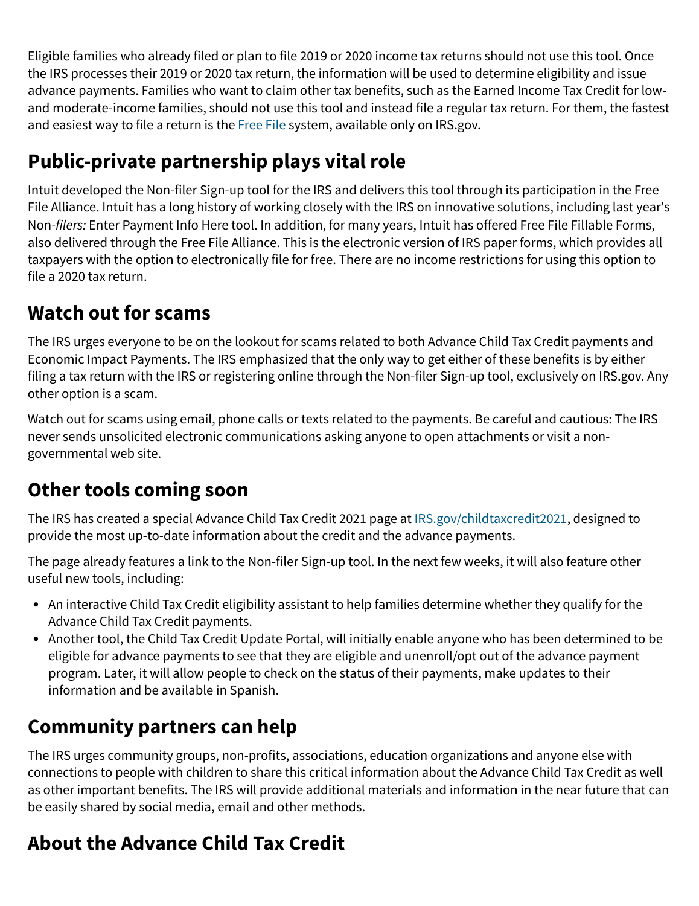Eligible families who already filed or plan to file 2019 or 2020 income tax returns should not use this tool. Once the IRS processes their 2019 or 2020 tax return, the information will be used to determine eligibility and issue advance payments. Families who want to claim other tax benefits, such as the Earned Income Tax Credit for low- and moderate-income families, should not use this tool and instead file a regular tax return. For them, the fastest and easiest way to file a return is the Free File system, available only on IRS.gov.

## Public-private partnership plays vital role

Intuit developed the Non-filer Sign-up tool for the IRS and delivers this tool through its participation in the Free File Alliance. Intuit has a long history of working closely with the IRS on innovative solutions, including last year's Non-*filers:* Enter Payment Info Here tool. In addition, for many years, Intuit has offered Free File Fillable Forms, also delivered through the Free File Alliance. This is the electronic version of IRS paper forms, which provides all taxpayers with the option to electronically file for free. There are no income restrictions for using this option to file a 2020 tax return.

## Watch out for scams

The IRS urges everyone to be on the lookout for scams related to both Advance Child Tax Credit payments and Economic Impact Payments. The IRS emphasized that the only way to get either of these benefits is by either filing a tax return with the IRS or registering online through the Non-filer Sign-up tool, exclusively on IRS.gov. Any other option is a scam.

Watch out for scams using email, phone calls or texts related to the payments. Be careful and cautious: The IRS never sends unsolicited electronic communications asking anyone to open attachments or visit a non-governmental web site.

## Other tools coming soon

The IRS has created a special Advance Child Tax Credit 2021 page at IRS.gov/childtaxcredit2021, designed to provide the most up-to-date information about the credit and the advance payments.

The page already features a link to the Non-filer Sign-up tool. In the next few weeks, it will also feature other useful new tools, including:

- An interactive Child Tax Credit eligibility assistant to help families determine whether they qualify for the Advance Child Tax Credit payments.
- Another tool, the Child Tax Credit Update Portal, will initially enable anyone who has been determined to be eligible for advance payments to see that they are eligible and unenroll/opt out of the advance payment program. Later, it will allow people to check on the status of their payments, make updates to their information and be available in Spanish.

## Community partners can help

The IRS urges community groups, non-profits, associations, education organizations and anyone else with connections to people with children to share this critical information about the Advance Child Tax Credit as well as other important benefits. The IRS will provide additional materials and information in the near future that can be easily shared by social media, email and other methods.

## About the Advance Child Tax Credit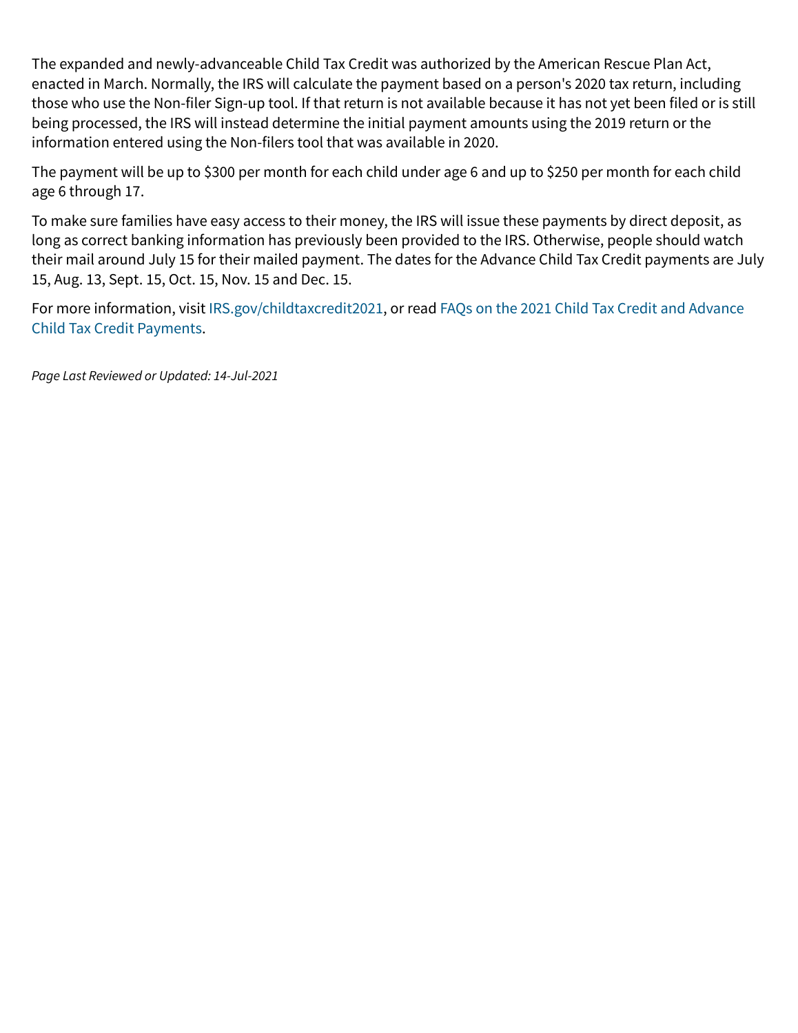The expanded and newly-advanceable Child Tax Credit was authorized by the American Rescue Plan Act, enacted in March. Normally, the IRS will calculate the payment based on a person's 2020 tax return, including those who use the Non-filer Sign-up tool. If that return is not available because it has not yet been filed or is still being processed, the IRS will instead determine the initial payment amounts using the 2019 return or the information entered using the Non-filers tool that was available in 2020.

The payment will be up to $300 per month for each child under age 6 and up to $250 per month for each child age 6 through 17.

To make sure families have easy access to their money, the IRS will issue these payments by direct deposit, as long as correct banking information has previously been provided to the IRS. Otherwise, people should watch their mail around July 15 for their mailed payment. The dates for the Advance Child Tax Credit payments are July 15, Aug. 13, Sept. 15, Oct. 15, Nov. 15 and Dec. 15.

For more information, visit IRS.gov/childtaxcredit2021, or read FAQs on the 2021 Child Tax Credit and Advance Child Tax Credit Payments.

*Page Last Reviewed or Updated: 14-Jul-2021*